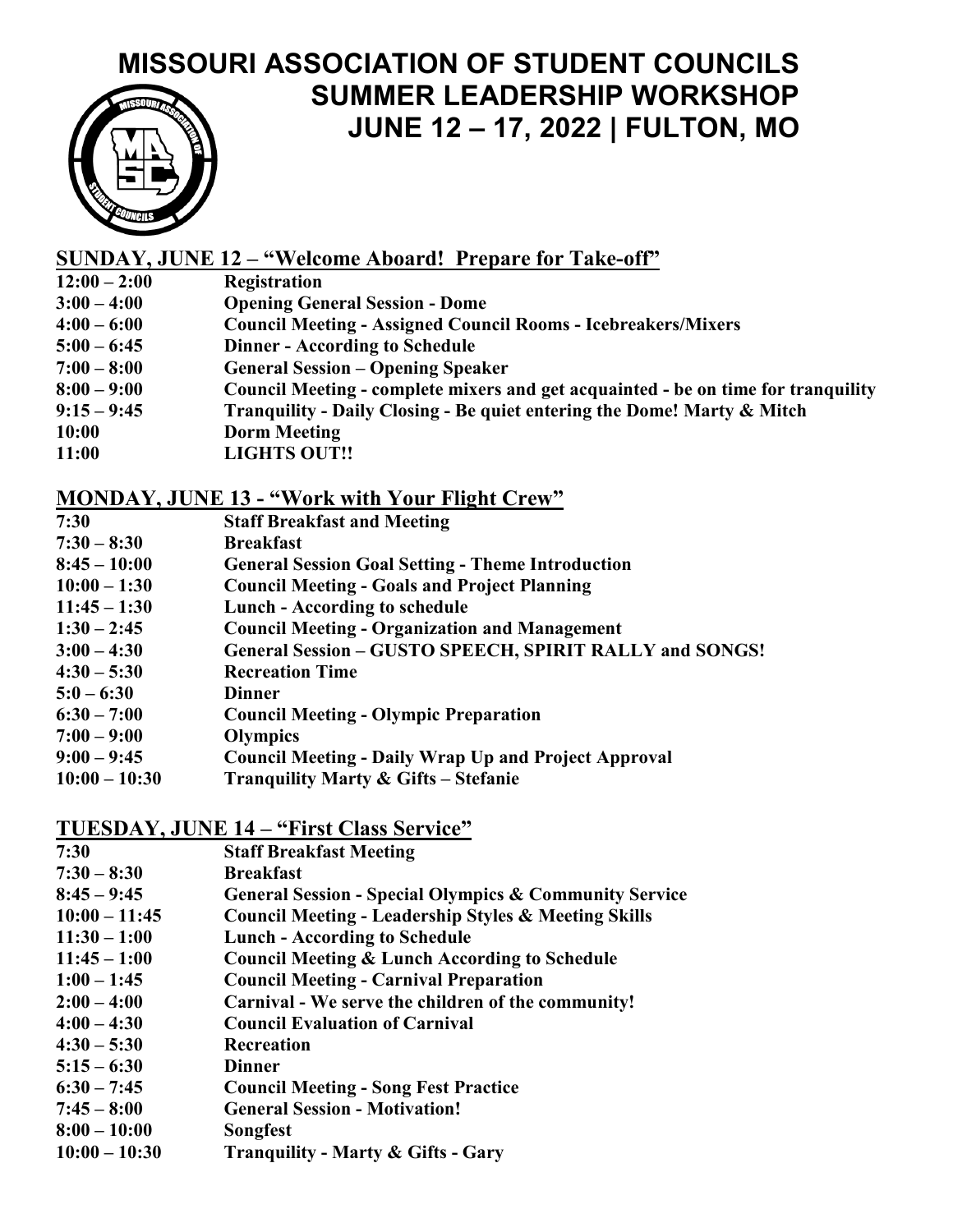# MISSOURI ASSOCIATION OF STUDENT COUNCILS
## SUMMER LEADERSHIP WORKSHOP
## JUNE 12 – 17, 2022 | FULTON, MO

## SUNDAY, JUNE 12 – "Welcome Aboard! Prepare for Take-off"

| | |
|---|---|
| **12:00 – 2:00** | **Registration** |
| **3:00 – 4:00** | **Opening General Session - Dome** |
| **4:00 – 6:00** | **Council Meeting - Assigned Council Rooms - Icebreakers/Mixers** |
| **5:00 – 6:45** | **Dinner - According to Schedule** |
| **7:00 – 8:00** | **General Session – Opening Speaker** |
| **8:00 – 9:00** | **Council Meeting - complete mixers and get acquainted - be on time for tranquility** |
| **9:15 – 9:45** | **Tranquility - Daily Closing - Be quiet entering the Dome! Marty & Mitch** |
| **10:00** | **Dorm Meeting** |
| **11:00** | **LIGHTS OUT!!** |

## MONDAY, JUNE 13 - "Work with Your Flight Crew"

| | |
|---|---|
| **7:30** | **Staff Breakfast and Meeting** |
| **7:30 – 8:30** | **Breakfast** |
| **8:45 – 10:00** | **General Session Goal Setting - Theme Introduction** |
| **10:00 – 1:30** | **Council Meeting - Goals and Project Planning** |
| **11:45 – 1:30** | **Lunch - According to schedule** |
| **1:30 – 2:45** | **Council Meeting - Organization and Management** |
| **3:00 – 4:30** | **General Session – GUSTO SPEECH, SPIRIT RALLY and SONGS!** |
| **4:30 – 5:30** | **Recreation Time** |
| **5:0 – 6:30** | **Dinner** |
| **6:30 – 7:00** | **Council Meeting - Olympic Preparation** |
| **7:00 – 9:00** | **Olympics** |
| **9:00 – 9:45** | **Council Meeting - Daily Wrap Up and Project Approval** |
| **10:00 – 10:30** | **Tranquility Marty & Gifts – Stefanie** |

## TUESDAY, JUNE 14 – "First Class Service"

| | |
|---|---|
| **7:30** | **Staff Breakfast Meeting** |
| **7:30 – 8:30** | **Breakfast** |
| **8:45 – 9:45** | **General Session - Special Olympics & Community Service** |
| **10:00 – 11:45** | **Council Meeting - Leadership Styles & Meeting Skills** |
| **11:30 – 1:00** | **Lunch - According to Schedule** |
| **11:45 – 1:00** | **Council Meeting & Lunch According to Schedule** |
| **1:00 – 1:45** | **Council Meeting - Carnival Preparation** |
| **2:00 – 4:00** | **Carnival - We serve the children of the community!** |
| **4:00 – 4:30** | **Council Evaluation of Carnival** |
| **4:30 – 5:30** | **Recreation** |
| **5:15 – 6:30** | **Dinner** |
| **6:30 – 7:45** | **Council Meeting - Song Fest Practice** |
| **7:45 – 8:00** | **General Session - Motivation!** |
| **8:00 – 10:00** | **Songfest** |
| **10:00 – 10:30** | **Tranquility - Marty & Gifts - Gary** |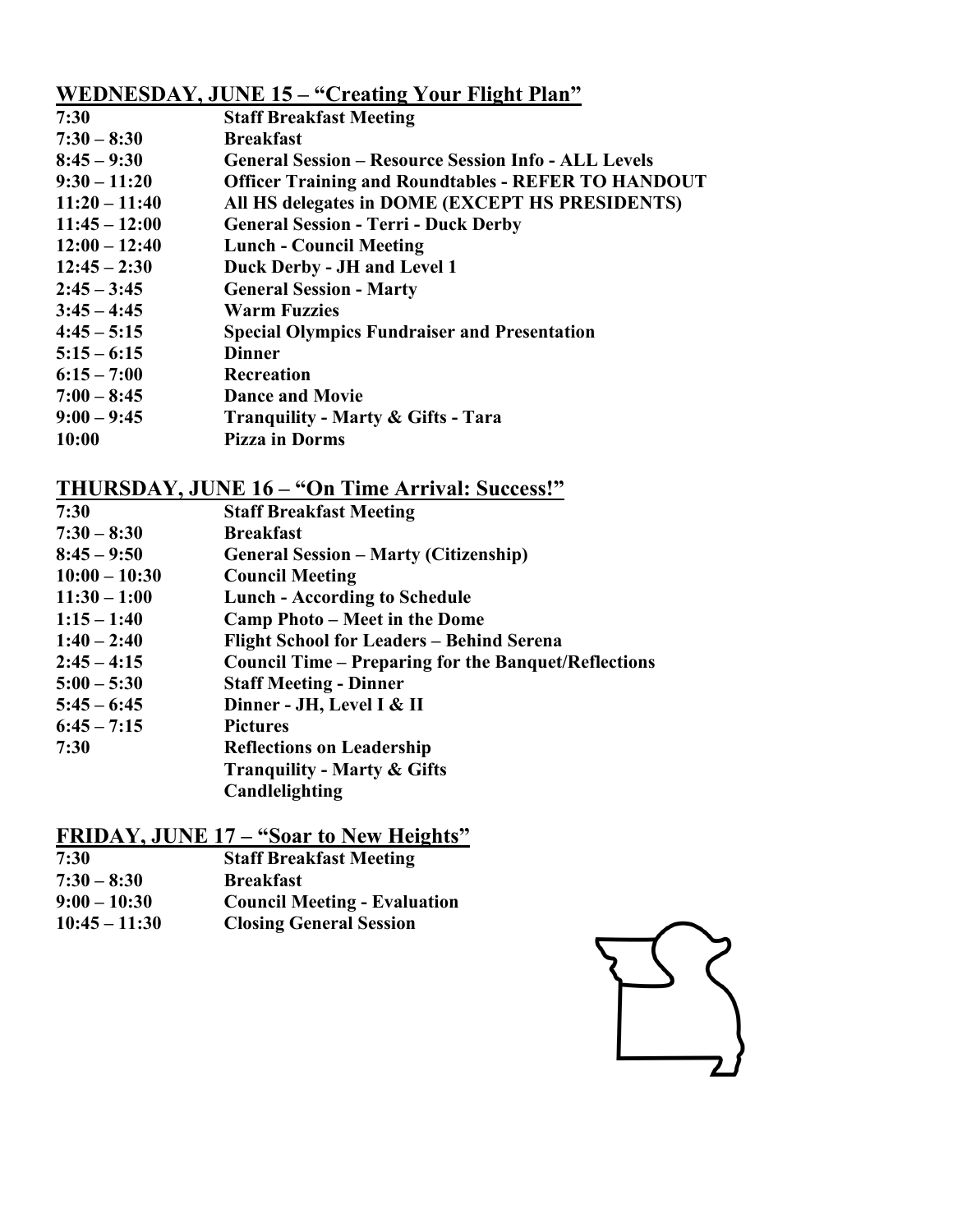## WEDNESDAY, JUNE 15 – "Creating Your Flight Plan"

| | |
|---|---|
| **7:30** | **Staff Breakfast Meeting** |
| **7:30 – 8:30** | **Breakfast** |
| **8:45 – 9:30** | **General Session – Resource Session Info - ALL Levels** |
| **9:30 – 11:20** | **Officer Training and Roundtables - REFER TO HANDOUT** |
| **11:20 – 11:40** | **All HS delegates in DOME (EXCEPT HS PRESIDENTS)** |
| **11:45 – 12:00** | **General Session - Terri - Duck Derby** |
| **12:00 – 12:40** | **Lunch - Council Meeting** |
| **12:45 – 2:30** | **Duck Derby - JH and Level 1** |
| **2:45 – 3:45** | **General Session - Marty** |
| **3:45 – 4:45** | **Warm Fuzzies** |
| **4:45 – 5:15** | **Special Olympics Fundraiser and Presentation** |
| **5:15 – 6:15** | **Dinner** |
| **6:15 – 7:00** | **Recreation** |
| **7:00 – 8:45** | **Dance and Movie** |
| **9:00 – 9:45** | **Tranquility - Marty & Gifts - Tara** |
| **10:00** | **Pizza in Dorms** |

## THURSDAY, JUNE 16 – "On Time Arrival: Success!"

| | |
|---|---|
| **7:30** | **Staff Breakfast Meeting** |
| **7:30 – 8:30** | **Breakfast** |
| **8:45 – 9:50** | **General Session – Marty (Citizenship)** |
| **10:00 – 10:30** | **Council Meeting** |
| **11:30 – 1:00** | **Lunch - According to Schedule** |
| **1:15 – 1:40** | **Camp Photo – Meet in the Dome** |
| **1:40 – 2:40** | **Flight School for Leaders – Behind Serena** |
| **2:45 – 4:15** | **Council Time – Preparing for the Banquet/Reflections** |
| **5:00 – 5:30** | **Staff Meeting - Dinner** |
| **5:45 – 6:45** | **Dinner - JH, Level I & II** |
| **6:45 – 7:15** | **Pictures** |
| **7:30** | **Reflections on Leadership** |
| | **Tranquility - Marty & Gifts** |
| | **Candlelighting** |

## FRIDAY, JUNE 17 – "Soar to New Heights"

| | |
|---|---|
| **7:30** | **Staff Breakfast Meeting** |
| **7:30 – 8:30** | **Breakfast** |
| **9:00 – 10:30** | **Council Meeting - Evaluation** |
| **10:45 – 11:30** | **Closing General Session** |